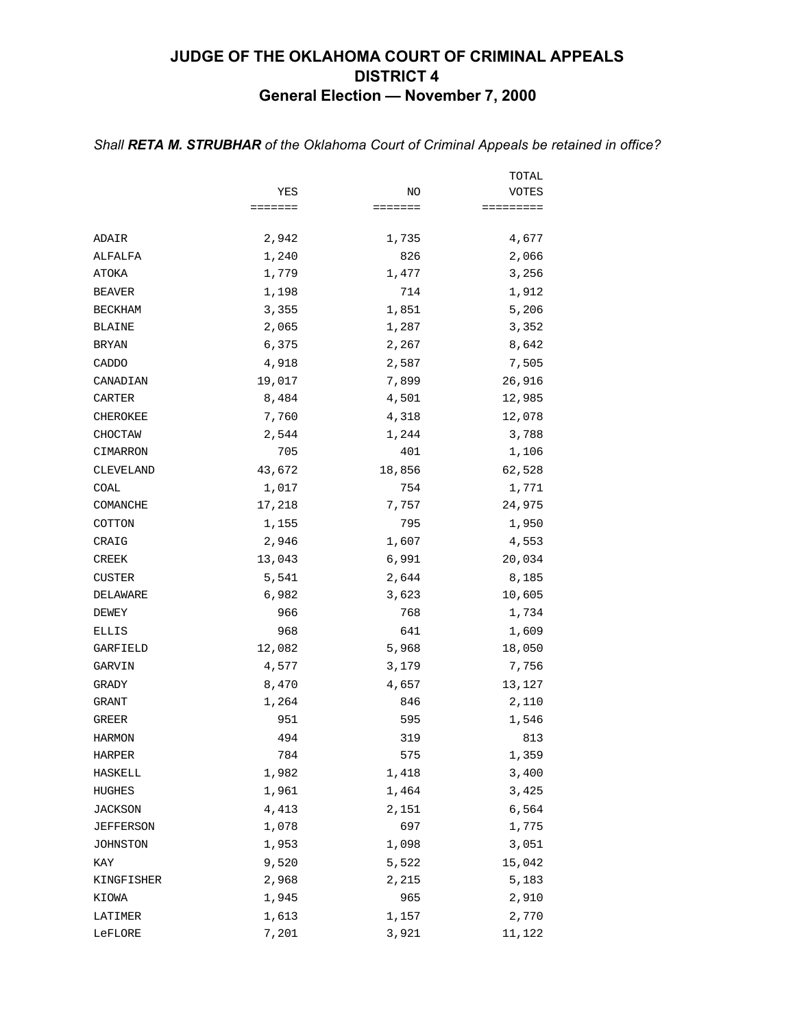# JUDGE OF THE OKLAHOMA COURT OF CRIMINAL APPEALS
## DISTRICT 4
### General Election — November 7, 2000

*Shall **RETA M. STRUBHAR** of the Oklahoma Court of Criminal Appeals be retained in office?*

| | YES | NO | TOTAL VOTES |
|---|---|---|---|
| ADAIR | 2,942 | 1,735 | 4,677 |
| ALFALFA | 1,240 | 826 | 2,066 |
| ATOKA | 1,779 | 1,477 | 3,256 |
| BEAVER | 1,198 | 714 | 1,912 |
| BECKHAM | 3,355 | 1,851 | 5,206 |
| BLAINE | 2,065 | 1,287 | 3,352 |
| BRYAN | 6,375 | 2,267 | 8,642 |
| CADDO | 4,918 | 2,587 | 7,505 |
| CANADIAN | 19,017 | 7,899 | 26,916 |
| CARTER | 8,484 | 4,501 | 12,985 |
| CHEROKEE | 7,760 | 4,318 | 12,078 |
| CHOCTAW | 2,544 | 1,244 | 3,788 |
| CIMARRON | 705 | 401 | 1,106 |
| CLEVELAND | 43,672 | 18,856 | 62,528 |
| COAL | 1,017 | 754 | 1,771 |
| COMANCHE | 17,218 | 7,757 | 24,975 |
| COTTON | 1,155 | 795 | 1,950 |
| CRAIG | 2,946 | 1,607 | 4,553 |
| CREEK | 13,043 | 6,991 | 20,034 |
| CUSTER | 5,541 | 2,644 | 8,185 |
| DELAWARE | 6,982 | 3,623 | 10,605 |
| DEWEY | 966 | 768 | 1,734 |
| ELLIS | 968 | 641 | 1,609 |
| GARFIELD | 12,082 | 5,968 | 18,050 |
| GARVIN | 4,577 | 3,179 | 7,756 |
| GRADY | 8,470 | 4,657 | 13,127 |
| GRANT | 1,264 | 846 | 2,110 |
| GREER | 951 | 595 | 1,546 |
| HARMON | 494 | 319 | 813 |
| HARPER | 784 | 575 | 1,359 |
| HASKELL | 1,982 | 1,418 | 3,400 |
| HUGHES | 1,961 | 1,464 | 3,425 |
| JACKSON | 4,413 | 2,151 | 6,564 |
| JEFFERSON | 1,078 | 697 | 1,775 |
| JOHNSTON | 1,953 | 1,098 | 3,051 |
| KAY | 9,520 | 5,522 | 15,042 |
| KINGFISHER | 2,968 | 2,215 | 5,183 |
| KIOWA | 1,945 | 965 | 2,910 |
| LATIMER | 1,613 | 1,157 | 2,770 |
| LeFLORE | 7,201 | 3,921 | 11,122 |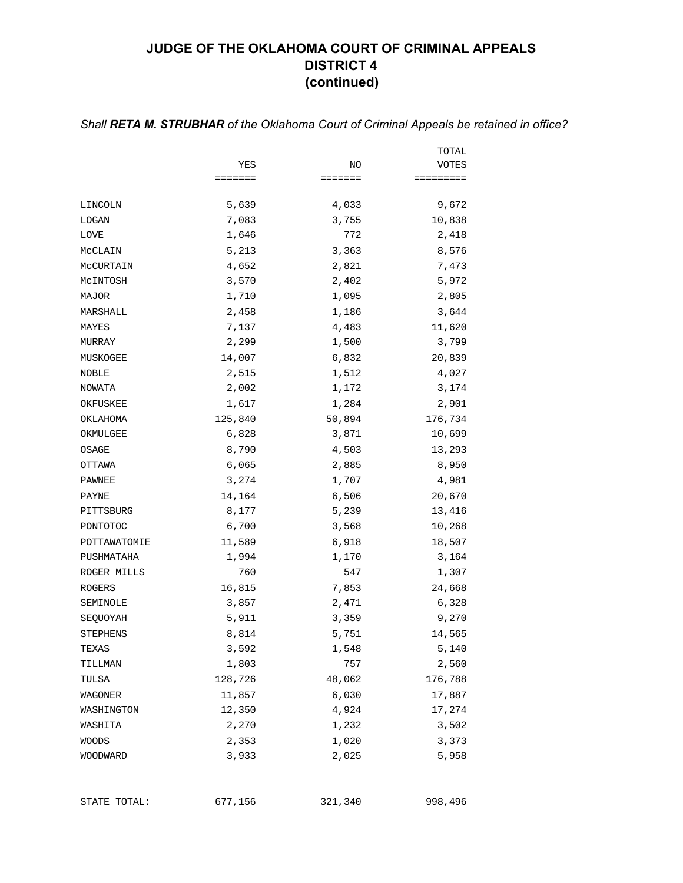# JUDGE OF THE OKLAHOMA COURT OF CRIMINAL APPEALS
# DISTRICT 4
# (continued)

*Shall **RETA M. STRUBHAR** of the Oklahoma Court of Criminal Appeals be retained in office?*

| | YES | NO | TOTAL VOTES |
|---|---|---|---|
| LINCOLN | 5,639 | 4,033 | 9,672 |
| LOGAN | 7,083 | 3,755 | 10,838 |
| LOVE | 1,646 | 772 | 2,418 |
| McCLAIN | 5,213 | 3,363 | 8,576 |
| McCURTAIN | 4,652 | 2,821 | 7,473 |
| McINTOSH | 3,570 | 2,402 | 5,972 |
| MAJOR | 1,710 | 1,095 | 2,805 |
| MARSHALL | 2,458 | 1,186 | 3,644 |
| MAYES | 7,137 | 4,483 | 11,620 |
| MURRAY | 2,299 | 1,500 | 3,799 |
| MUSKOGEE | 14,007 | 6,832 | 20,839 |
| NOBLE | 2,515 | 1,512 | 4,027 |
| NOWATA | 2,002 | 1,172 | 3,174 |
| OKFUSKEE | 1,617 | 1,284 | 2,901 |
| OKLAHOMA | 125,840 | 50,894 | 176,734 |
| OKMULGEE | 6,828 | 3,871 | 10,699 |
| OSAGE | 8,790 | 4,503 | 13,293 |
| OTTAWA | 6,065 | 2,885 | 8,950 |
| PAWNEE | 3,274 | 1,707 | 4,981 |
| PAYNE | 14,164 | 6,506 | 20,670 |
| PITTSBURG | 8,177 | 5,239 | 13,416 |
| PONTOTOC | 6,700 | 3,568 | 10,268 |
| POTTAWATOMIE | 11,589 | 6,918 | 18,507 |
| PUSHMATAHA | 1,994 | 1,170 | 3,164 |
| ROGER MILLS | 760 | 547 | 1,307 |
| ROGERS | 16,815 | 7,853 | 24,668 |
| SEMINOLE | 3,857 | 2,471 | 6,328 |
| SEQUOYAH | 5,911 | 3,359 | 9,270 |
| STEPHENS | 8,814 | 5,751 | 14,565 |
| TEXAS | 3,592 | 1,548 | 5,140 |
| TILLMAN | 1,803 | 757 | 2,560 |
| TULSA | 128,726 | 48,062 | 176,788 |
| WAGONER | 11,857 | 6,030 | 17,887 |
| WASHINGTON | 12,350 | 4,924 | 17,274 |
| WASHITA | 2,270 | 1,232 | 3,502 |
| WOODS | 2,353 | 1,020 | 3,373 |
| WOODWARD | 3,933 | 2,025 | 5,958 |
| STATE TOTAL: | 677,156 | 321,340 | 998,496 |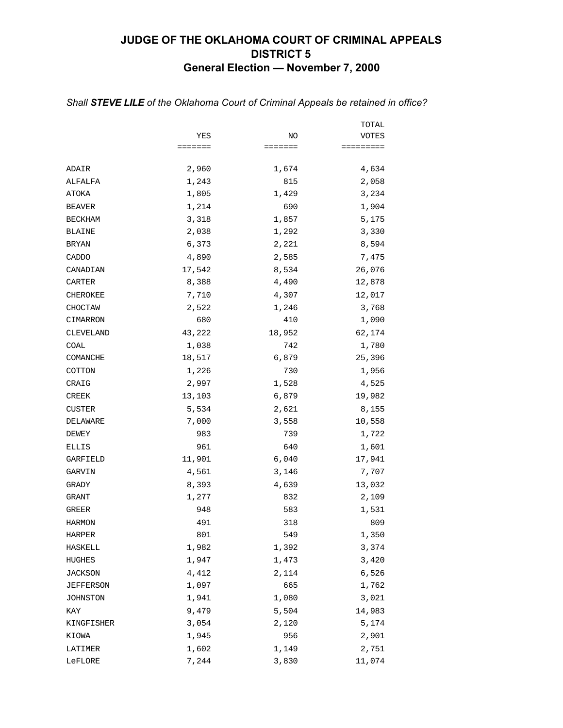# JUDGE OF THE OKLAHOMA COURT OF CRIMINAL APPEALS
## DISTRICT 5
### General Election — November 7, 2000

*Shall **STEVE LILE** of the Oklahoma Court of Criminal Appeals be retained in office?*

| | YES | NO | TOTAL VOTES |
|---|---|---|---|
| ADAIR | 2,960 | 1,674 | 4,634 |
| ALFALFA | 1,243 | 815 | 2,058 |
| ATOKA | 1,805 | 1,429 | 3,234 |
| BEAVER | 1,214 | 690 | 1,904 |
| BECKHAM | 3,318 | 1,857 | 5,175 |
| BLAINE | 2,038 | 1,292 | 3,330 |
| BRYAN | 6,373 | 2,221 | 8,594 |
| CADDO | 4,890 | 2,585 | 7,475 |
| CANADIAN | 17,542 | 8,534 | 26,076 |
| CARTER | 8,388 | 4,490 | 12,878 |
| CHEROKEE | 7,710 | 4,307 | 12,017 |
| CHOCTAW | 2,522 | 1,246 | 3,768 |
| CIMARRON | 680 | 410 | 1,090 |
| CLEVELAND | 43,222 | 18,952 | 62,174 |
| COAL | 1,038 | 742 | 1,780 |
| COMANCHE | 18,517 | 6,879 | 25,396 |
| COTTON | 1,226 | 730 | 1,956 |
| CRAIG | 2,997 | 1,528 | 4,525 |
| CREEK | 13,103 | 6,879 | 19,982 |
| CUSTER | 5,534 | 2,621 | 8,155 |
| DELAWARE | 7,000 | 3,558 | 10,558 |
| DEWEY | 983 | 739 | 1,722 |
| ELLIS | 961 | 640 | 1,601 |
| GARFIELD | 11,901 | 6,040 | 17,941 |
| GARVIN | 4,561 | 3,146 | 7,707 |
| GRADY | 8,393 | 4,639 | 13,032 |
| GRANT | 1,277 | 832 | 2,109 |
| GREER | 948 | 583 | 1,531 |
| HARMON | 491 | 318 | 809 |
| HARPER | 801 | 549 | 1,350 |
| HASKELL | 1,982 | 1,392 | 3,374 |
| HUGHES | 1,947 | 1,473 | 3,420 |
| JACKSON | 4,412 | 2,114 | 6,526 |
| JEFFERSON | 1,097 | 665 | 1,762 |
| JOHNSTON | 1,941 | 1,080 | 3,021 |
| KAY | 9,479 | 5,504 | 14,983 |
| KINGFISHER | 3,054 | 2,120 | 5,174 |
| KIOWA | 1,945 | 956 | 2,901 |
| LATIMER | 1,602 | 1,149 | 2,751 |
| LeFLORE | 7,244 | 3,830 | 11,074 |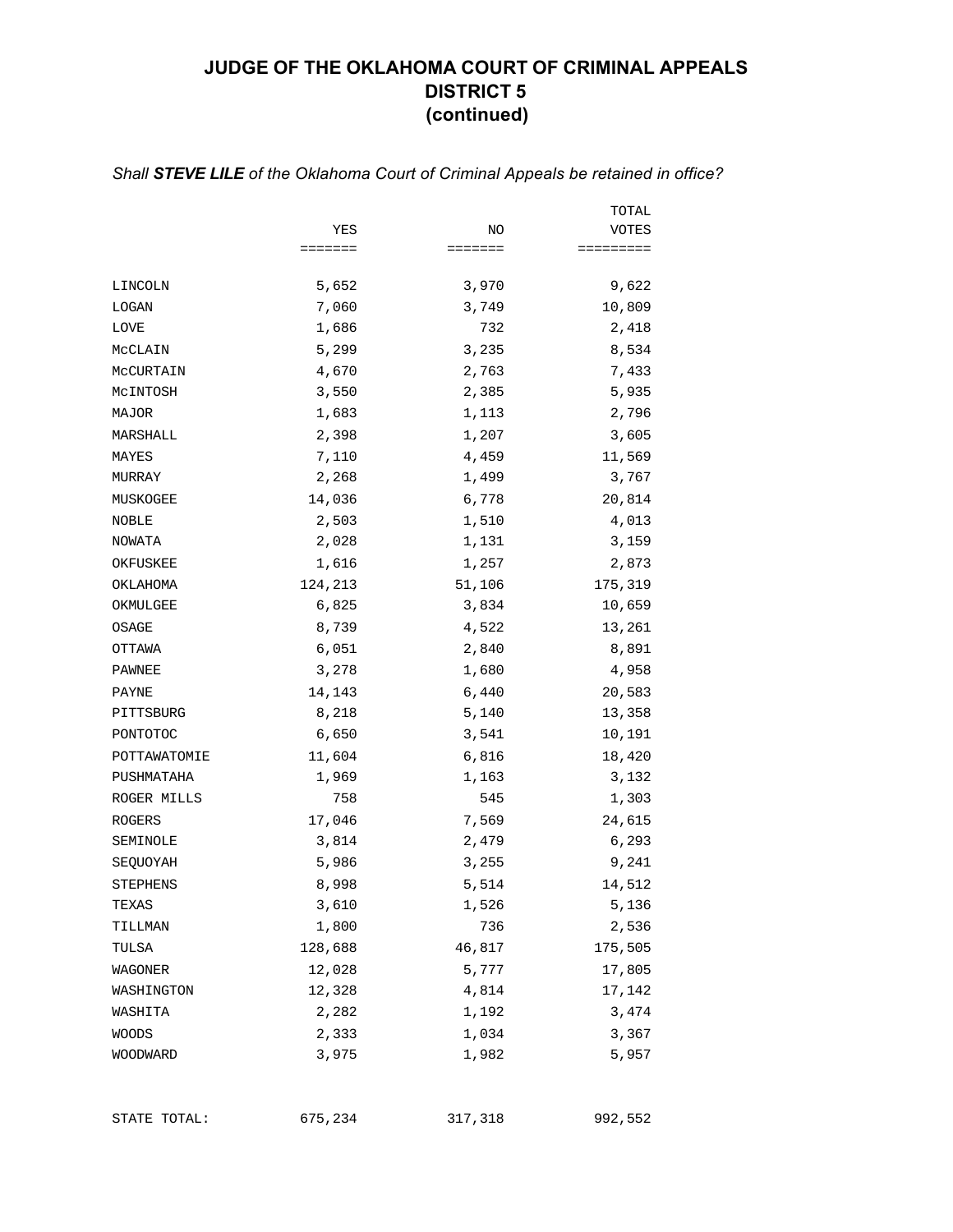# JUDGE OF THE OKLAHOMA COURT OF CRIMINAL APPEALS
## DISTRICT 5
## (continued)

*Shall **STEVE LILE** of the Oklahoma Court of Criminal Appeals be retained in office?*

| | YES | NO | TOTAL VOTES |
|---|---|---|---|
| LINCOLN | 5,652 | 3,970 | 9,622 |
| LOGAN | 7,060 | 3,749 | 10,809 |
| LOVE | 1,686 | 732 | 2,418 |
| McCLAIN | 5,299 | 3,235 | 8,534 |
| McCURTAIN | 4,670 | 2,763 | 7,433 |
| McINTOSH | 3,550 | 2,385 | 5,935 |
| MAJOR | 1,683 | 1,113 | 2,796 |
| MARSHALL | 2,398 | 1,207 | 3,605 |
| MAYES | 7,110 | 4,459 | 11,569 |
| MURRAY | 2,268 | 1,499 | 3,767 |
| MUSKOGEE | 14,036 | 6,778 | 20,814 |
| NOBLE | 2,503 | 1,510 | 4,013 |
| NOWATA | 2,028 | 1,131 | 3,159 |
| OKFUSKEE | 1,616 | 1,257 | 2,873 |
| OKLAHOMA | 124,213 | 51,106 | 175,319 |
| OKMULGEE | 6,825 | 3,834 | 10,659 |
| OSAGE | 8,739 | 4,522 | 13,261 |
| OTTAWA | 6,051 | 2,840 | 8,891 |
| PAWNEE | 3,278 | 1,680 | 4,958 |
| PAYNE | 14,143 | 6,440 | 20,583 |
| PITTSBURG | 8,218 | 5,140 | 13,358 |
| PONTOTOC | 6,650 | 3,541 | 10,191 |
| POTTAWATOMIE | 11,604 | 6,816 | 18,420 |
| PUSHMATAHA | 1,969 | 1,163 | 3,132 |
| ROGER MILLS | 758 | 545 | 1,303 |
| ROGERS | 17,046 | 7,569 | 24,615 |
| SEMINOLE | 3,814 | 2,479 | 6,293 |
| SEQUOYAH | 5,986 | 3,255 | 9,241 |
| STEPHENS | 8,998 | 5,514 | 14,512 |
| TEXAS | 3,610 | 1,526 | 5,136 |
| TILLMAN | 1,800 | 736 | 2,536 |
| TULSA | 128,688 | 46,817 | 175,505 |
| WAGONER | 12,028 | 5,777 | 17,805 |
| WASHINGTON | 12,328 | 4,814 | 17,142 |
| WASHITA | 2,282 | 1,192 | 3,474 |
| WOODS | 2,333 | 1,034 | 3,367 |
| WOODWARD | 3,975 | 1,982 | 5,957 |
| STATE TOTAL: | 675,234 | 317,318 | 992,552 |